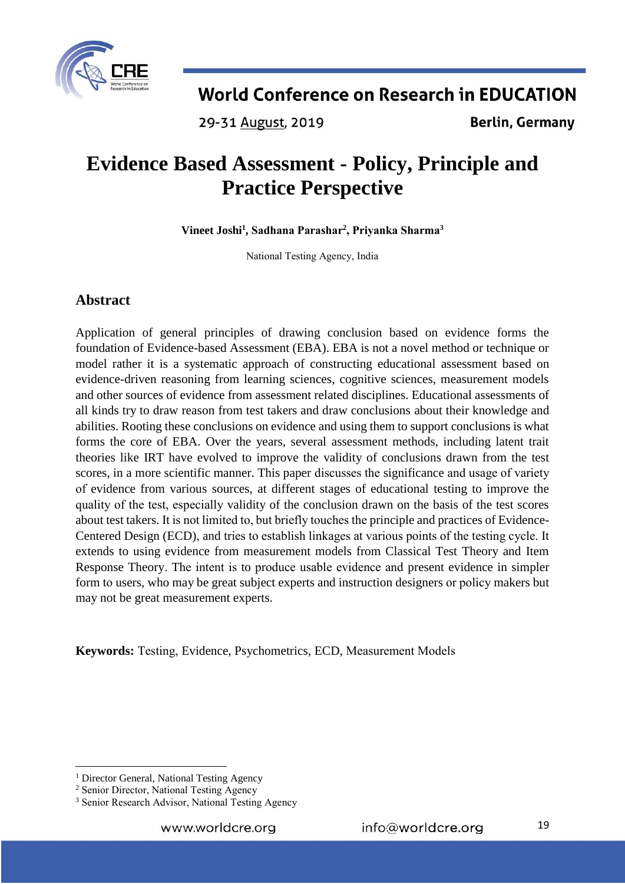# Evidence Based Assessment - Policy, Principle and Practice Perspective

**Vineet Joshi[1], Sadhana Parashar[2], Priyanka Sharma[3]**

National Testing Agency, India

## Abstract

Application of general principles of drawing conclusion based on evidence forms the foundation of Evidence-based Assessment (EBA). EBA is not a novel method or technique or model rather it is a systematic approach of constructing educational assessment based on evidence-driven reasoning from learning sciences, cognitive sciences, measurement models and other sources of evidence from assessment related disciplines. Educational assessments of all kinds try to draw reason from test takers and draw conclusions about their knowledge and abilities. Rooting these conclusions on evidence and using them to support conclusions is what forms the core of EBA. Over the years, several assessment methods, including latent trait theories like IRT have evolved to improve the validity of conclusions drawn from the test scores, in a more scientific manner. This paper discusses the significance and usage of variety of evidence from various sources, at different stages of educational testing to improve the quality of the test, especially validity of the conclusion drawn on the basis of the test scores about test takers. It is not limited to, but briefly touches the principle and practices of Evidence-Centered Design (ECD), and tries to establish linkages at various points of the testing cycle. It extends to using evidence from measurement models from Classical Test Theory and Item Response Theory. The intent is to produce usable evidence and present evidence in simpler form to users, who may be great subject experts and instruction designers or policy makers but may not be great measurement experts.

**Keywords:** Testing, Evidence, Psychometrics, ECD, Measurement Models

---

[1] Director General, National Testing Agency

[2] Senior Director, National Testing Agency

[3] Senior Research Advisor, National Testing Agency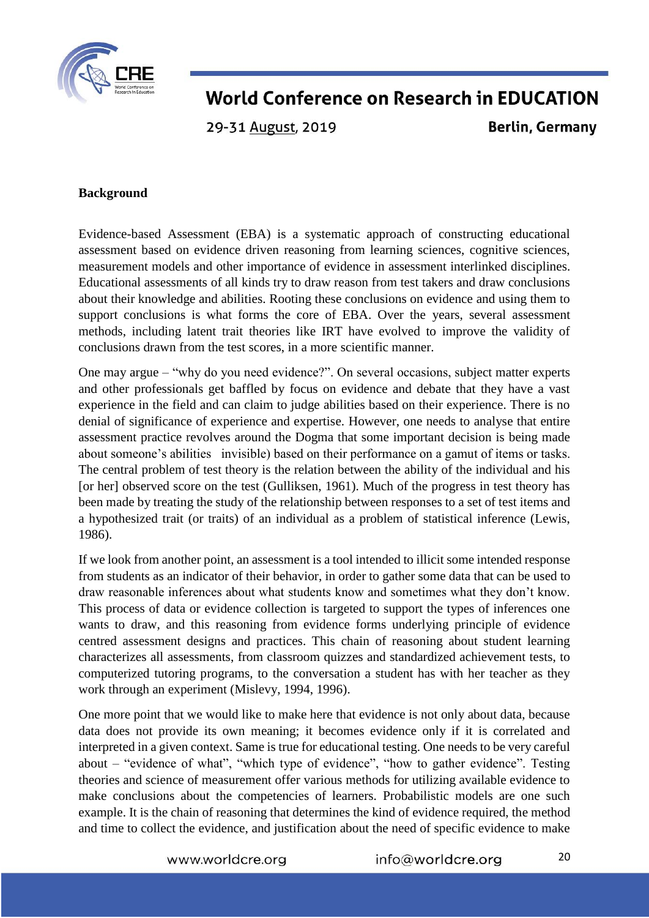**Background**

Evidence-based Assessment (EBA) is a systematic approach of constructing educational assessment based on evidence driven reasoning from learning sciences, cognitive sciences, measurement models and other importance of evidence in assessment interlinked disciplines. Educational assessments of all kinds try to draw reason from test takers and draw conclusions about their knowledge and abilities. Rooting these conclusions on evidence and using them to support conclusions is what forms the core of EBA. Over the years, several assessment methods, including latent trait theories like IRT have evolved to improve the validity of conclusions drawn from the test scores, in a more scientific manner.

One may argue – "why do you need evidence?". On several occasions, subject matter experts and other professionals get baffled by focus on evidence and debate that they have a vast experience in the field and can claim to judge abilities based on their experience. There is no denial of significance of experience and expertise. However, one needs to analyse that entire assessment practice revolves around the Dogma that some important decision is being made about someone's abilities invisible) based on their performance on a gamut of items or tasks. The central problem of test theory is the relation between the ability of the individual and his [or her] observed score on the test (Gulliksen, 1961). Much of the progress in test theory has been made by treating the study of the relationship between responses to a set of test items and a hypothesized trait (or traits) of an individual as a problem of statistical inference (Lewis, 1986).

If we look from another point, an assessment is a tool intended to illicit some intended response from students as an indicator of their behavior, in order to gather some data that can be used to draw reasonable inferences about what students know and sometimes what they don't know. This process of data or evidence collection is targeted to support the types of inferences one wants to draw, and this reasoning from evidence forms underlying principle of evidence centred assessment designs and practices. This chain of reasoning about student learning characterizes all assessments, from classroom quizzes and standardized achievement tests, to computerized tutoring programs, to the conversation a student has with her teacher as they work through an experiment (Mislevy, 1994, 1996).

One more point that we would like to make here that evidence is not only about data, because data does not provide its own meaning; it becomes evidence only if it is correlated and interpreted in a given context. Same is true for educational testing. One needs to be very careful about – "evidence of what", "which type of evidence", "how to gather evidence". Testing theories and science of measurement offer various methods for utilizing available evidence to make conclusions about the competencies of learners. Probabilistic models are one such example. It is the chain of reasoning that determines the kind of evidence required, the method and time to collect the evidence, and justification about the need of specific evidence to make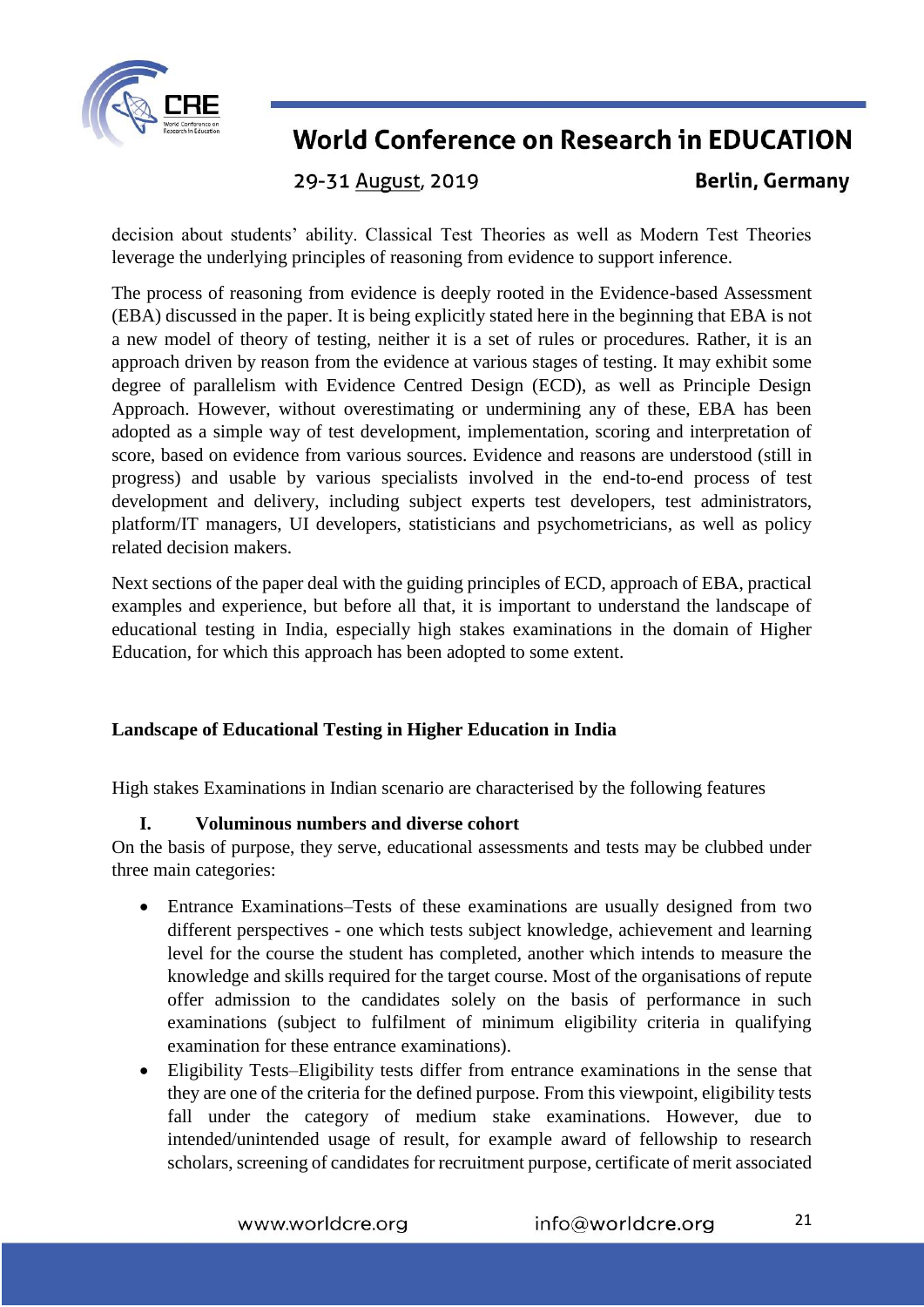decision about students' ability. Classical Test Theories as well as Modern Test Theories leverage the underlying principles of reasoning from evidence to support inference.

The process of reasoning from evidence is deeply rooted in the Evidence-based Assessment (EBA) discussed in the paper. It is being explicitly stated here in the beginning that EBA is not a new model of theory of testing, neither it is a set of rules or procedures. Rather, it is an approach driven by reason from the evidence at various stages of testing. It may exhibit some degree of parallelism with Evidence Centred Design (ECD), as well as Principle Design Approach. However, without overestimating or undermining any of these, EBA has been adopted as a simple way of test development, implementation, scoring and interpretation of score, based on evidence from various sources. Evidence and reasons are understood (still in progress) and usable by various specialists involved in the end-to-end process of test development and delivery, including subject experts test developers, test administrators, platform/IT managers, UI developers, statisticians and psychometricians, as well as policy related decision makers.

Next sections of the paper deal with the guiding principles of ECD, approach of EBA, practical examples and experience, but before all that, it is important to understand the landscape of educational testing in India, especially high stakes examinations in the domain of Higher Education, for which this approach has been adopted to some extent.

## Landscape of Educational Testing in Higher Education in India

High stakes Examinations in Indian scenario are characterised by the following features

### I. Voluminous numbers and diverse cohort

On the basis of purpose, they serve, educational assessments and tests may be clubbed under three main categories:

- Entrance Examinations–Tests of these examinations are usually designed from two different perspectives - one which tests subject knowledge, achievement and learning level for the course the student has completed, another which intends to measure the knowledge and skills required for the target course. Most of the organisations of repute offer admission to the candidates solely on the basis of performance in such examinations (subject to fulfilment of minimum eligibility criteria in qualifying examination for these entrance examinations).
- Eligibility Tests–Eligibility tests differ from entrance examinations in the sense that they are one of the criteria for the defined purpose. From this viewpoint, eligibility tests fall under the category of medium stake examinations. However, due to intended/unintended usage of result, for example award of fellowship to research scholars, screening of candidates for recruitment purpose, certificate of merit associated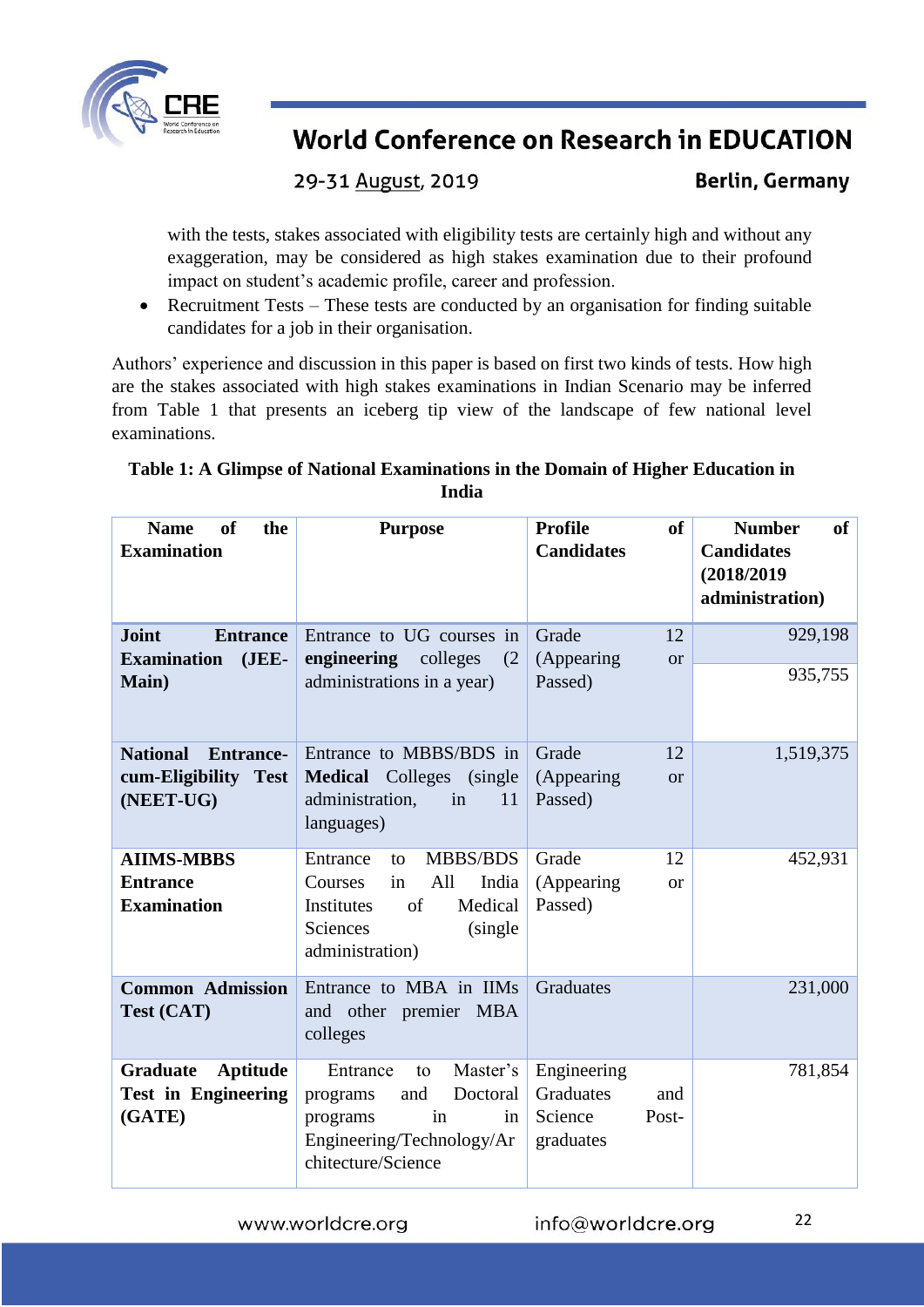with the tests, stakes associated with eligibility tests are certainly high and without any exaggeration, may be considered as high stakes examination due to their profound impact on student's academic profile, career and profession.

- Recruitment Tests – These tests are conducted by an organisation for finding suitable candidates for a job in their organisation.

Authors' experience and discussion in this paper is based on first two kinds of tests. How high are the stakes associated with high stakes examinations in Indian Scenario may be inferred from Table 1 that presents an iceberg tip view of the landscape of few national level examinations.

**Table 1: A Glimpse of National Examinations in the Domain of Higher Education in India**

| Name of the Examination | Purpose | Profile of Candidates | Number of Candidates (2018/2019 administration) |
|---|---|---|---|
| **Joint Entrance Examination (JEE-Main)** | Entrance to UG courses in **engineering** colleges (2 administrations in a year) | Grade 12 (Appearing or Passed) | 929,198<br>935,755 |
| **National Entrance-cum-Eligibility Test (NEET-UG)** | Entrance to MBBS/BDS in **Medical** Colleges (single administration, in 11 languages) | Grade 12 (Appearing or Passed) | 1,519,375 |
| **AIIMS-MBBS Entrance Examination** | Entrance to MBBS/BDS Courses in All India Institutes of Medical Sciences (single administration) | Grade 12 (Appearing or Passed) | 452,931 |
| **Common Admission Test (CAT)** | Entrance to MBA in IIMs and other premier MBA colleges | Graduates | 231,000 |
| **Graduate Aptitude Test in Engineering (GATE)** | Entrance to Master's programs and Doctoral programs in in Engineering/Technology/Architecture/Science | Engineering Graduates and Science Post-graduates | 781,854 |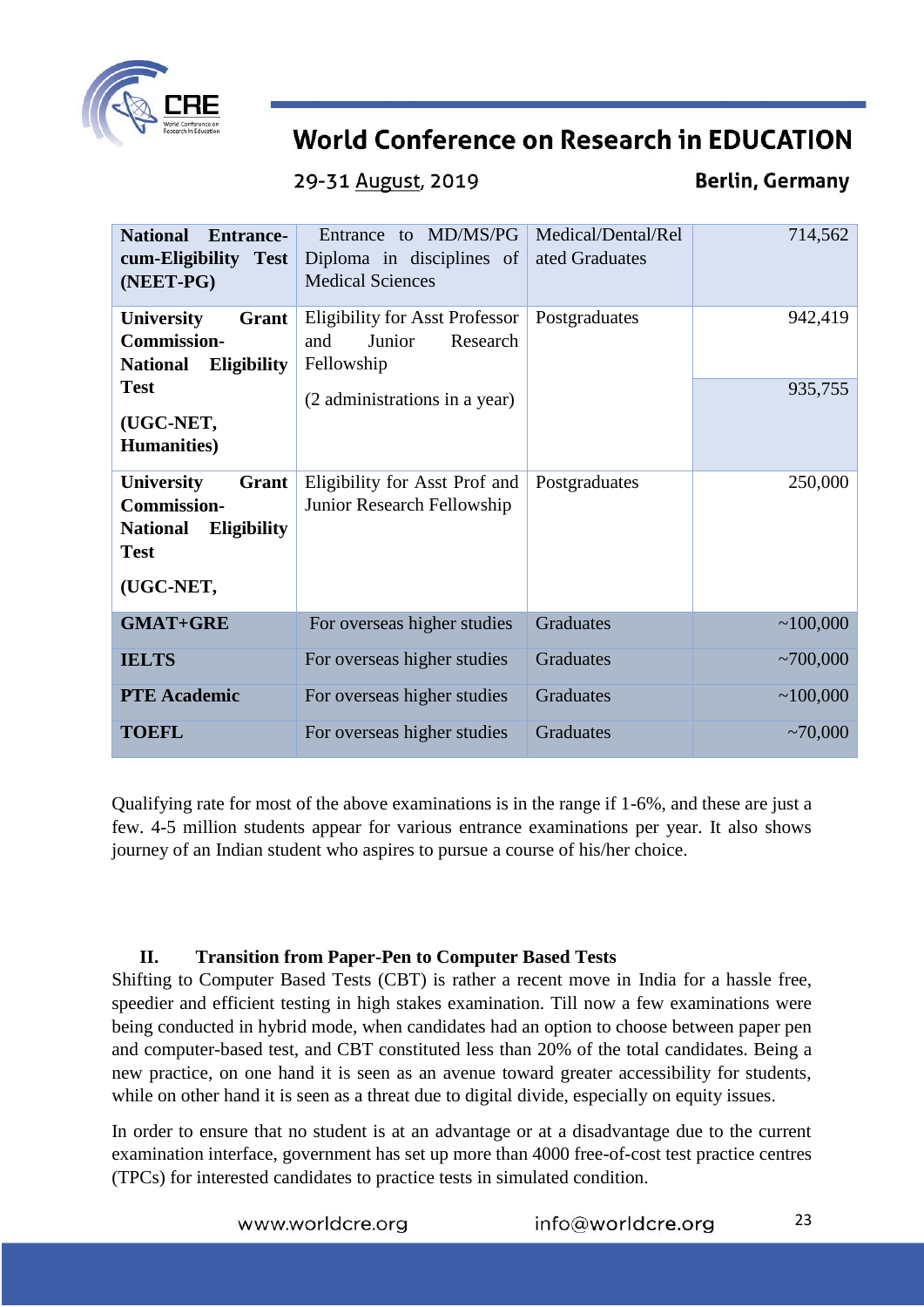| | | | |
|---|---|---|---|
| **National Entrance-cum-Eligibility Test (NEET-PG)** | Entrance to MD/MS/PG Diploma in disciplines of Medical Sciences | Medical/Dental/Related Graduates | 714,562 |
| **University Grant Commission-National Eligibility Test (UGC-NET, Humanities)** | Eligibility for Asst Professor and Junior Research Fellowship (2 administrations in a year) | Postgraduates | 942,419 |
| | | | 935,755 |
| **University Grant Commission-National Eligibility Test (UGC-NET,** | Eligibility for Asst Prof and Junior Research Fellowship | Postgraduates | 250,000 |
| **GMAT+GRE** | For overseas higher studies | Graduates | ~100,000 |
| **IELTS** | For overseas higher studies | Graduates | ~700,000 |
| **PTE Academic** | For overseas higher studies | Graduates | ~100,000 |
| **TOEFL** | For overseas higher studies | Graduates | ~70,000 |

Qualifying rate for most of the above examinations is in the range if 1-6%, and these are just a few. 4-5 million students appear for various entrance examinations per year. It also shows journey of an Indian student who aspires to pursue a course of his/her choice.

## II. Transition from Paper-Pen to Computer Based Tests

Shifting to Computer Based Tests (CBT) is rather a recent move in India for a hassle free, speedier and efficient testing in high stakes examination. Till now a few examinations were being conducted in hybrid mode, when candidates had an option to choose between paper pen and computer-based test, and CBT constituted less than 20% of the total candidates. Being a new practice, on one hand it is seen as an avenue toward greater accessibility for students, while on other hand it is seen as a threat due to digital divide, especially on equity issues.

In order to ensure that no student is at an advantage or at a disadvantage due to the current examination interface, government has set up more than 4000 free-of-cost test practice centres (TPCs) for interested candidates to practice tests in simulated condition.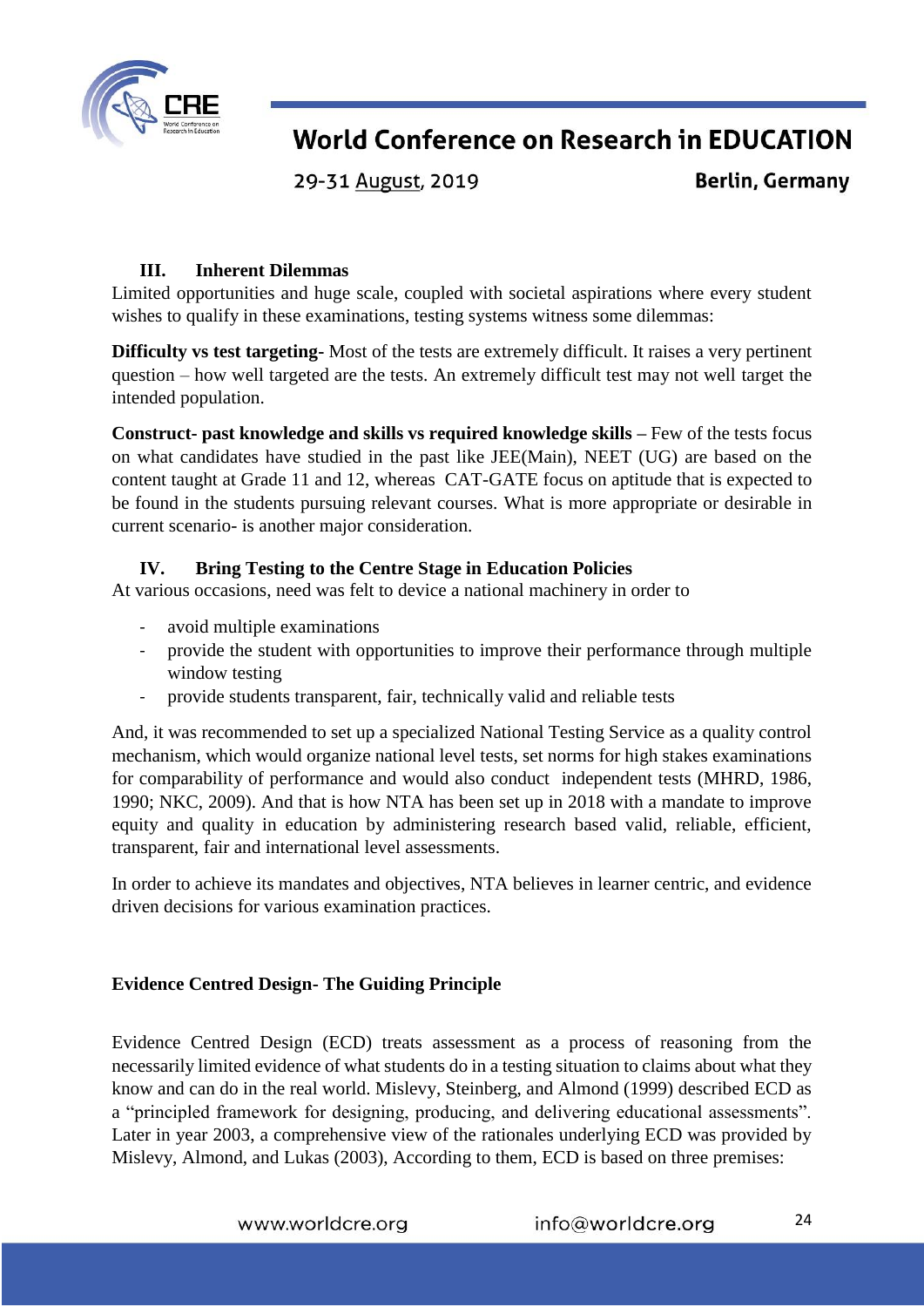### III. Inherent Dilemmas

Limited opportunities and huge scale, coupled with societal aspirations where every student wishes to qualify in these examinations, testing systems witness some dilemmas:

**Difficulty vs test targeting-** Most of the tests are extremely difficult. It raises a very pertinent question – how well targeted are the tests. An extremely difficult test may not well target the intended population.

**Construct- past knowledge and skills vs required knowledge skills –** Few of the tests focus on what candidates have studied in the past like JEE(Main), NEET (UG) are based on the content taught at Grade 11 and 12, whereas CAT-GATE focus on aptitude that is expected to be found in the students pursuing relevant courses. What is more appropriate or desirable in current scenario- is another major consideration.

### IV. Bring Testing to the Centre Stage in Education Policies

At various occasions, need was felt to device a national machinery in order to

- avoid multiple examinations
- provide the student with opportunities to improve their performance through multiple window testing
- provide students transparent, fair, technically valid and reliable tests

And, it was recommended to set up a specialized National Testing Service as a quality control mechanism, which would organize national level tests, set norms for high stakes examinations for comparability of performance and would also conduct independent tests (MHRD, 1986, 1990; NKC, 2009). And that is how NTA has been set up in 2018 with a mandate to improve equity and quality in education by administering research based valid, reliable, efficient, transparent, fair and international level assessments.

In order to achieve its mandates and objectives, NTA believes in learner centric, and evidence driven decisions for various examination practices.

## Evidence Centred Design- The Guiding Principle

Evidence Centred Design (ECD) treats assessment as a process of reasoning from the necessarily limited evidence of what students do in a testing situation to claims about what they know and can do in the real world. Mislevy, Steinberg, and Almond (1999) described ECD as a "principled framework for designing, producing, and delivering educational assessments". Later in year 2003, a comprehensive view of the rationales underlying ECD was provided by Mislevy, Almond, and Lukas (2003), According to them, ECD is based on three premises: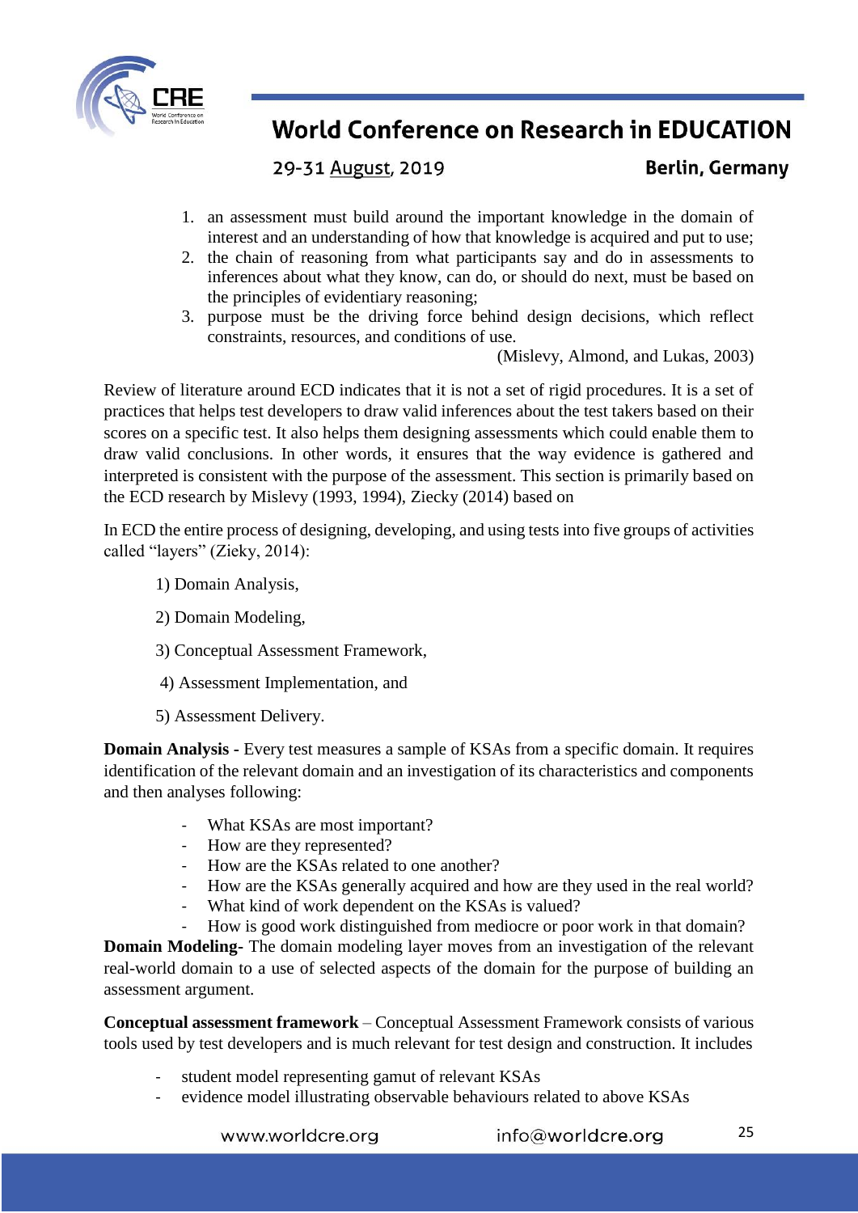1. an assessment must build around the important knowledge in the domain of interest and an understanding of how that knowledge is acquired and put to use;
2. the chain of reasoning from what participants say and do in assessments to inferences about what they know, can do, or should do next, must be based on the principles of evidentiary reasoning;
3. purpose must be the driving force behind design decisions, which reflect constraints, resources, and conditions of use.

(Mislevy, Almond, and Lukas, 2003)

Review of literature around ECD indicates that it is not a set of rigid procedures. It is a set of practices that helps test developers to draw valid inferences about the test takers based on their scores on a specific test. It also helps them designing assessments which could enable them to draw valid conclusions. In other words, it ensures that the way evidence is gathered and interpreted is consistent with the purpose of the assessment. This section is primarily based on the ECD research by Mislevy (1993, 1994), Ziecky (2014) based on

In ECD the entire process of designing, developing, and using tests into five groups of activities called "layers" (Zieky, 2014):

1) Domain Analysis,

2) Domain Modeling,

3) Conceptual Assessment Framework,

4) Assessment Implementation, and

5) Assessment Delivery.

**Domain Analysis -** Every test measures a sample of KSAs from a specific domain. It requires identification of the relevant domain and an investigation of its characteristics and components and then analyses following:

- What KSAs are most important?
- How are they represented?
- How are the KSAs related to one another?
- How are the KSAs generally acquired and how are they used in the real world?
- What kind of work dependent on the KSAs is valued?
- How is good work distinguished from mediocre or poor work in that domain?

**Domain Modeling-** The domain modeling layer moves from an investigation of the relevant real-world domain to a use of selected aspects of the domain for the purpose of building an assessment argument.

**Conceptual assessment framework** – Conceptual Assessment Framework consists of various tools used by test developers and is much relevant for test design and construction. It includes

- student model representing gamut of relevant KSAs
- evidence model illustrating observable behaviours related to above KSAs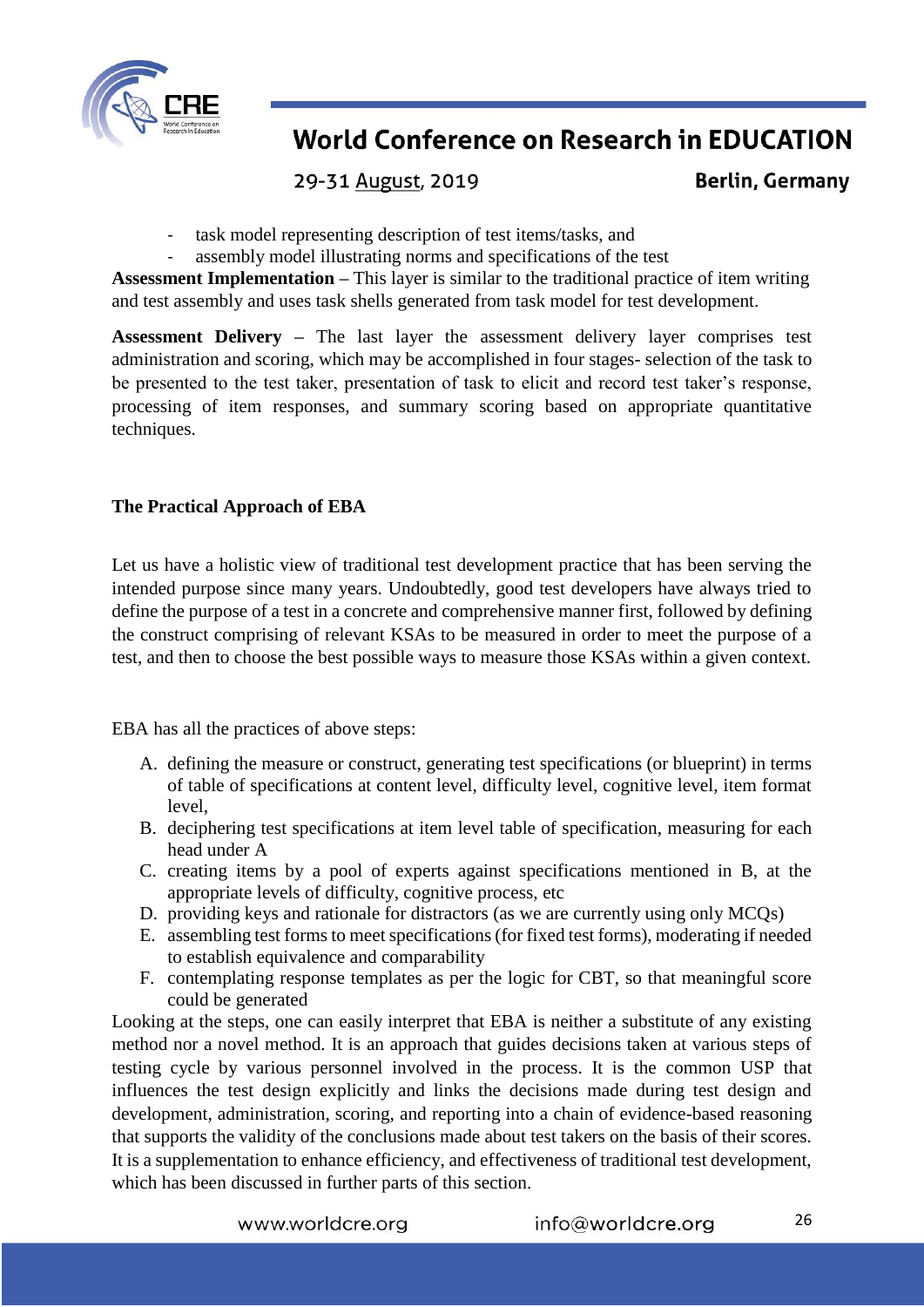- task model representing description of test items/tasks, and
- assembly model illustrating norms and specifications of the test

**Assessment Implementation –** This layer is similar to the traditional practice of item writing and test assembly and uses task shells generated from task model for test development.

**Assessment Delivery –** The last layer the assessment delivery layer comprises test administration and scoring, which may be accomplished in four stages- selection of the task to be presented to the test taker, presentation of task to elicit and record test taker's response, processing of item responses, and summary scoring based on appropriate quantitative techniques.

**The Practical Approach of EBA**

Let us have a holistic view of traditional test development practice that has been serving the intended purpose since many years. Undoubtedly, good test developers have always tried to define the purpose of a test in a concrete and comprehensive manner first, followed by defining the construct comprising of relevant KSAs to be measured in order to meet the purpose of a test, and then to choose the best possible ways to measure those KSAs within a given context.

EBA has all the practices of above steps:

A. defining the measure or construct, generating test specifications (or blueprint) in terms of table of specifications at content level, difficulty level, cognitive level, item format level,
B. deciphering test specifications at item level table of specification, measuring for each head under A
C. creating items by a pool of experts against specifications mentioned in B, at the appropriate levels of difficulty, cognitive process, etc
D. providing keys and rationale for distractors (as we are currently using only MCQs)
E. assembling test forms to meet specifications (for fixed test forms), moderating if needed to establish equivalence and comparability
F. contemplating response templates as per the logic for CBT, so that meaningful score could be generated

Looking at the steps, one can easily interpret that EBA is neither a substitute of any existing method nor a novel method. It is an approach that guides decisions taken at various steps of testing cycle by various personnel involved in the process. It is the common USP that influences the test design explicitly and links the decisions made during test design and development, administration, scoring, and reporting into a chain of evidence-based reasoning that supports the validity of the conclusions made about test takers on the basis of their scores. It is a supplementation to enhance efficiency, and effectiveness of traditional test development, which has been discussed in further parts of this section.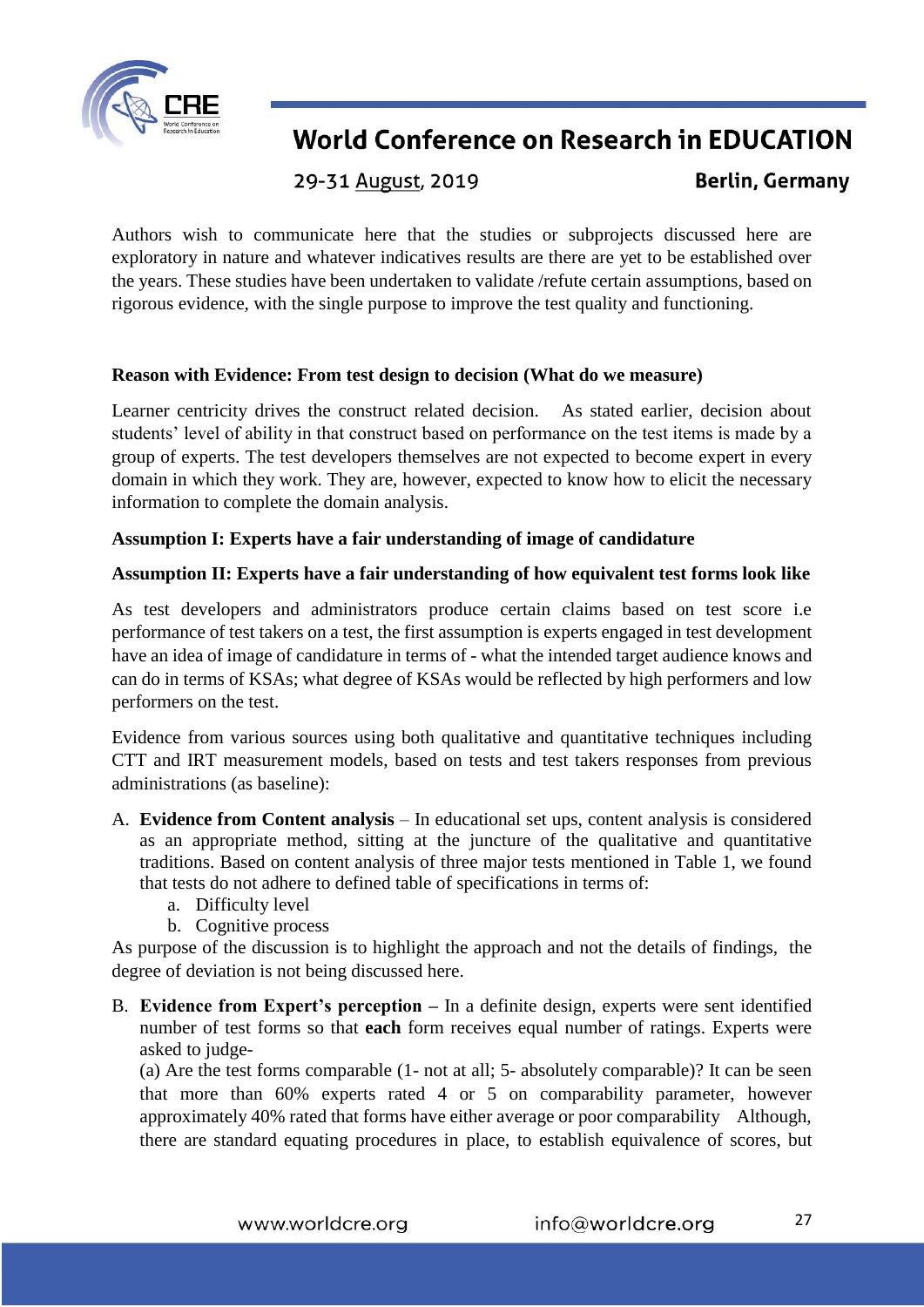Authors wish to communicate here that the studies or subprojects discussed here are exploratory in nature and whatever indicatives results are there are yet to be established over the years. These studies have been undertaken to validate /refute certain assumptions, based on rigorous evidence, with the single purpose to improve the test quality and functioning.

**Reason with Evidence: From test design to decision (What do we measure)**

Learner centricity drives the construct related decision. As stated earlier, decision about students' level of ability in that construct based on performance on the test items is made by a group of experts. The test developers themselves are not expected to become expert in every domain in which they work. They are, however, expected to know how to elicit the necessary information to complete the domain analysis.

**Assumption I: Experts have a fair understanding of image of candidature**

**Assumption II: Experts have a fair understanding of how equivalent test forms look like**

As test developers and administrators produce certain claims based on test score i.e performance of test takers on a test, the first assumption is experts engaged in test development have an idea of image of candidature in terms of - what the intended target audience knows and can do in terms of KSAs; what degree of KSAs would be reflected by high performers and low performers on the test.

Evidence from various sources using both qualitative and quantitative techniques including CTT and IRT measurement models, based on tests and test takers responses from previous administrations (as baseline):

A. **Evidence from Content analysis** – In educational set ups, content analysis is considered as an appropriate method, sitting at the juncture of the qualitative and quantitative traditions. Based on content analysis of three major tests mentioned in Table 1, we found that tests do not adhere to defined table of specifications in terms of:
   a. Difficulty level
   b. Cognitive process

As purpose of the discussion is to highlight the approach and not the details of findings, the degree of deviation is not being discussed here.

B. **Evidence from Expert's perception –** In a definite design, experts were sent identified number of test forms so that **each** form receives equal number of ratings. Experts were asked to judge-

   (a) Are the test forms comparable (1- not at all; 5- absolutely comparable)? It can be seen that more than 60% experts rated 4 or 5 on comparability parameter, however approximately 40% rated that forms have either average or poor comparability Although, there are standard equating procedures in place, to establish equivalence of scores, but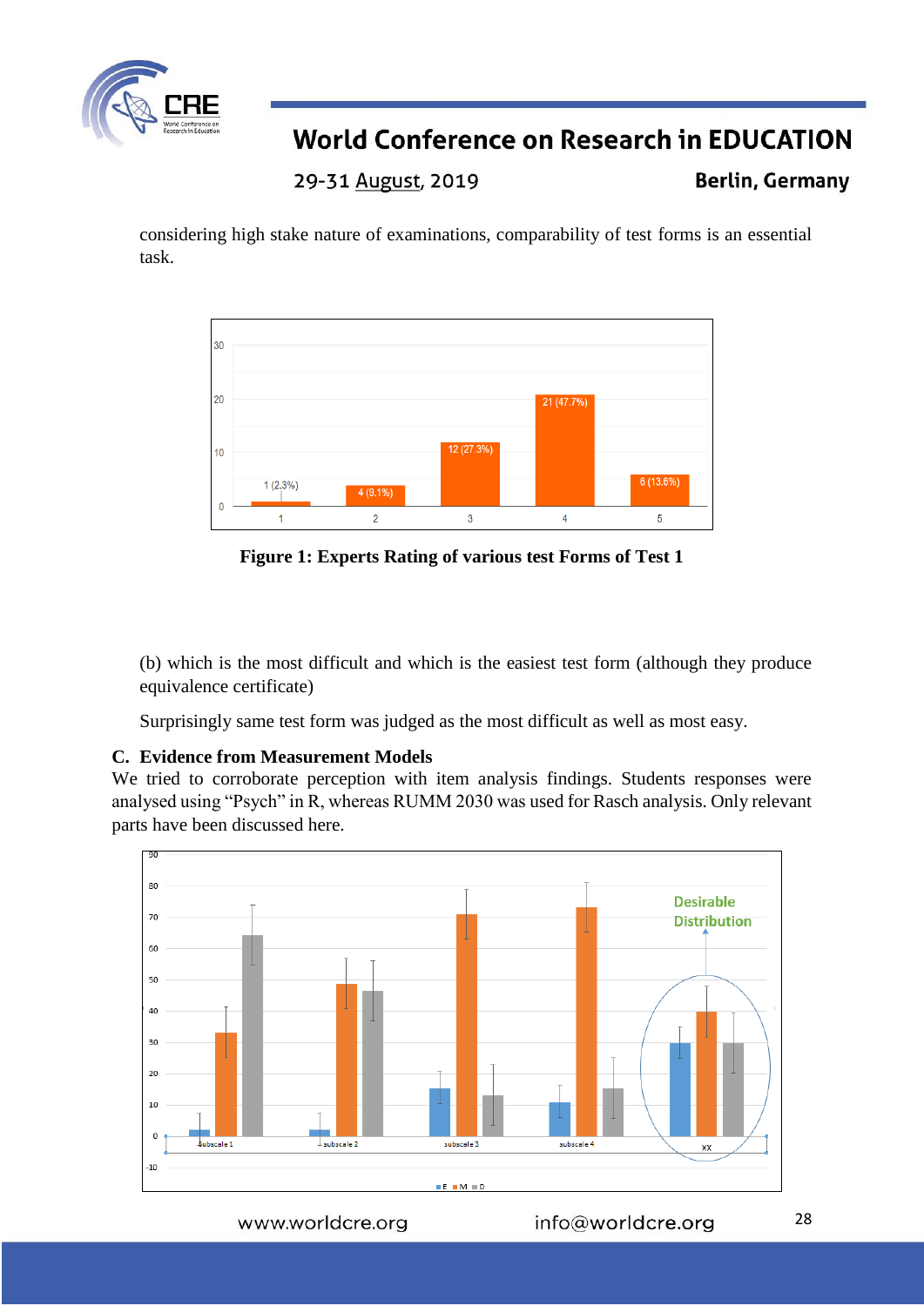considering high stake nature of examinations, comparability of test forms is an essential task.

**Figure 1: Experts Rating of various test Forms of Test 1**

(b) which is the most difficult and which is the easiest test form (although they produce equivalence certificate)

Surprisingly same test form was judged as the most difficult as well as most easy.

## C. Evidence from Measurement Models

We tried to corroborate perception with item analysis findings. Students responses were analysed using "Psych" in R, whereas RUMM 2030 was used for Rasch analysis. Only relevant parts have been discussed here.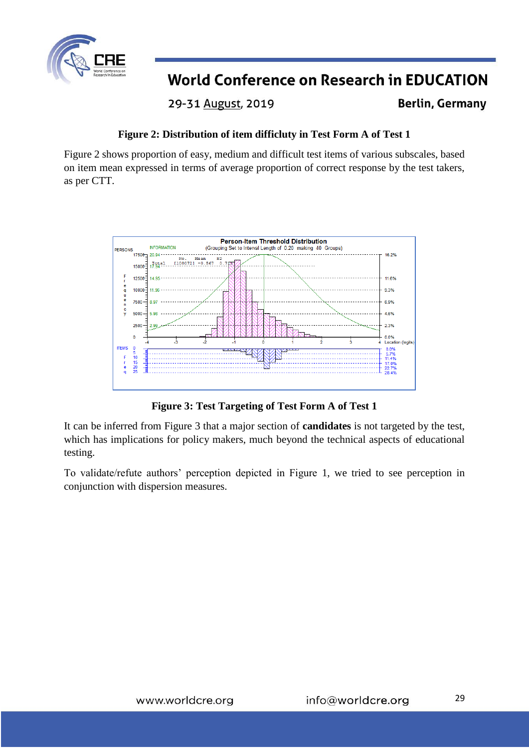**Figure 2: Distribution of item difficluty in Test Form A of Test 1**

Figure 2 shows proportion of easy, medium and difficult test items of various subscales, based on item mean expressed in terms of average proportion of correct response by the test takers, as per CTT.

**Figure 3: Test Targeting of Test Form A of Test 1**

It can be inferred from Figure 3 that a major section of **candidates** is not targeted by the test, which has implications for policy makers, much beyond the technical aspects of educational testing.

To validate/refute authors' perception depicted in Figure 1, we tried to see perception in conjunction with dispersion measures.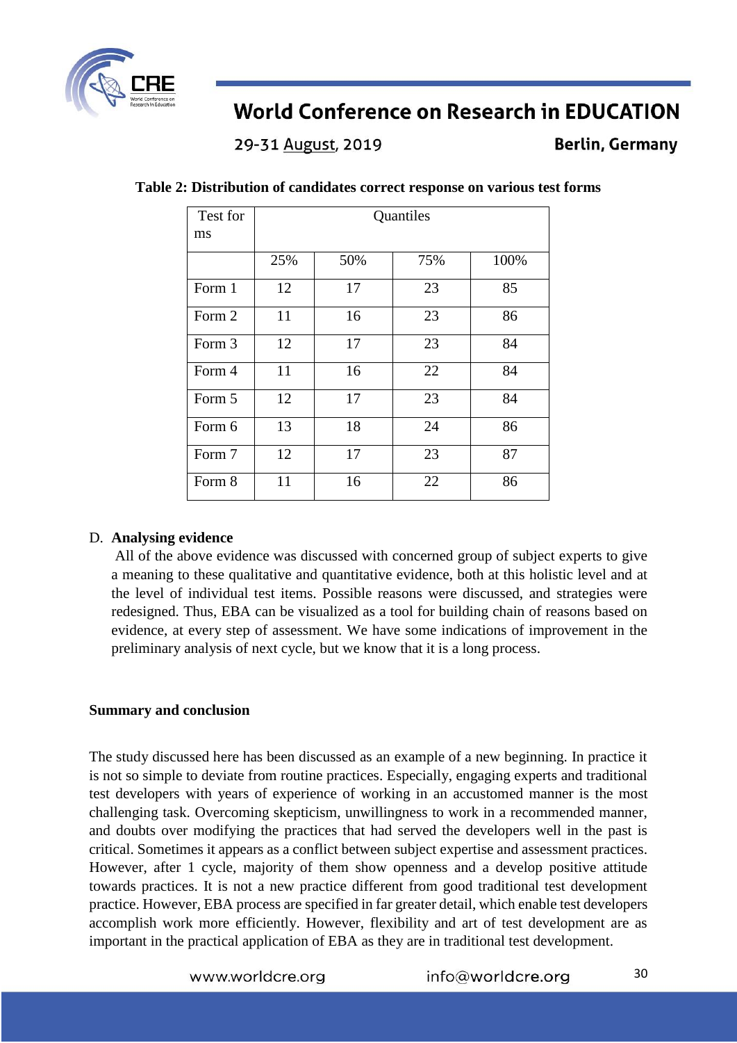**Table 2: Distribution of candidates correct response on various test forms**

| Test forms | Quantiles | | | |
|---|---|---|---|---|
| | 25% | 50% | 75% | 100% |
| Form 1 | 12 | 17 | 23 | 85 |
| Form 2 | 11 | 16 | 23 | 86 |
| Form 3 | 12 | 17 | 23 | 84 |
| Form 4 | 11 | 16 | 22 | 84 |
| Form 5 | 12 | 17 | 23 | 84 |
| Form 6 | 13 | 18 | 24 | 86 |
| Form 7 | 12 | 17 | 23 | 87 |
| Form 8 | 11 | 16 | 22 | 86 |

D. **Analysing evidence**

All of the above evidence was discussed with concerned group of subject experts to give a meaning to these qualitative and quantitative evidence, both at this holistic level and at the level of individual test items. Possible reasons were discussed, and strategies were redesigned. Thus, EBA can be visualized as a tool for building chain of reasons based on evidence, at every step of assessment. We have some indications of improvement in the preliminary analysis of next cycle, but we know that it is a long process.

## Summary and conclusion

The study discussed here has been discussed as an example of a new beginning. In practice it is not so simple to deviate from routine practices. Especially, engaging experts and traditional test developers with years of experience of working in an accustomed manner is the most challenging task. Overcoming skepticism, unwillingness to work in a recommended manner, and doubts over modifying the practices that had served the developers well in the past is critical. Sometimes it appears as a conflict between subject expertise and assessment practices. However, after 1 cycle, majority of them show openness and a develop positive attitude towards practices. It is not a new practice different from good traditional test development practice. However, EBA process are specified in far greater detail, which enable test developers accomplish work more efficiently. However, flexibility and art of test development are as important in the practical application of EBA as they are in traditional test development.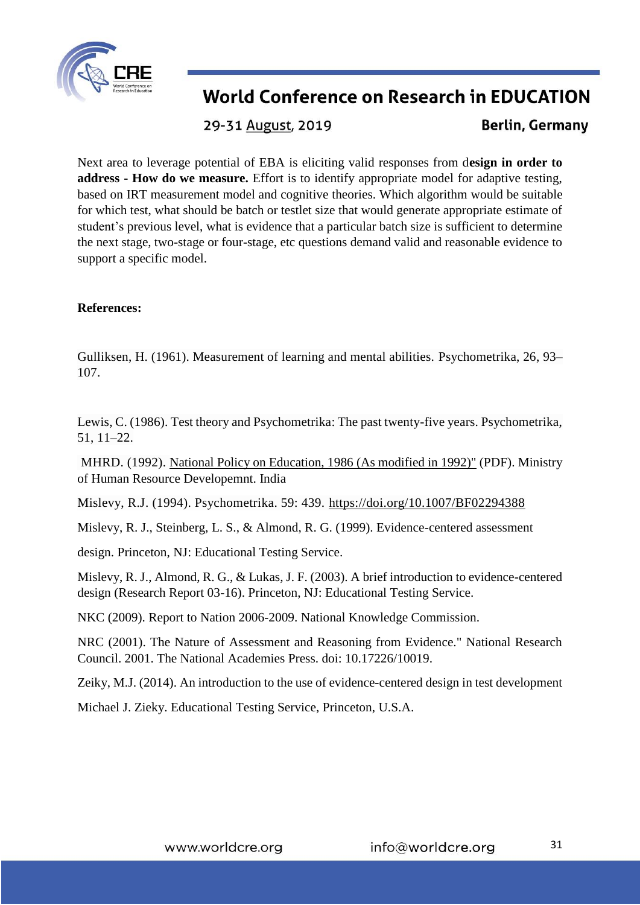Next area to leverage potential of EBA is eliciting valid responses from d**esign in order to address - How do we measure.** Effort is to identify appropriate model for adaptive testing, based on IRT measurement model and cognitive theories. Which algorithm would be suitable for which test, what should be batch or testlet size that would generate appropriate estimate of student's previous level, what is evidence that a particular batch size is sufficient to determine the next stage, two-stage or four-stage, etc questions demand valid and reasonable evidence to support a specific model.

**References:**

Gulliksen, H. (1961). Measurement of learning and mental abilities. Psychometrika, 26, 93–107.

Lewis, C. (1986). Test theory and Psychometrika: The past twenty-five years. Psychometrika, 51, 11–22.

MHRD. (1992). National Policy on Education, 1986 (As modified in 1992)" (PDF). Ministry of Human Resource Developemnt. India

Mislevy, R.J. (1994). Psychometrika. 59: 439. https://doi.org/10.1007/BF02294388

Mislevy, R. J., Steinberg, L. S., & Almond, R. G. (1999). Evidence-centered assessment design. Princeton, NJ: Educational Testing Service.

Mislevy, R. J., Almond, R. G., & Lukas, J. F. (2003). A brief introduction to evidence-centered design (Research Report 03-16). Princeton, NJ: Educational Testing Service.

NKC (2009). Report to Nation 2006-2009. National Knowledge Commission.

NRC (2001). The Nature of Assessment and Reasoning from Evidence." National Research Council. 2001. The National Academies Press. doi: 10.17226/10019.

Zeiky, M.J. (2014). An introduction to the use of evidence-centered design in test development

Michael J. Zieky. Educational Testing Service, Princeton, U.S.A.